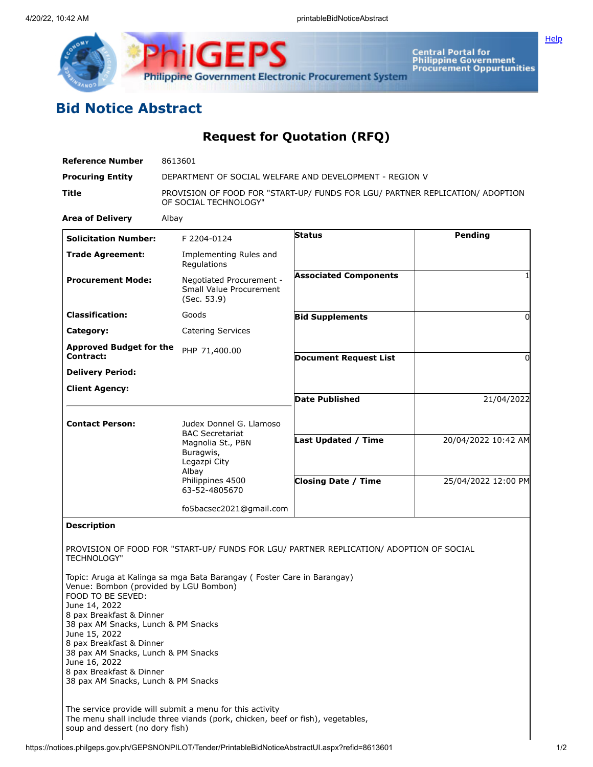# Bid Notice Abstract

## Request for Quotation (RFQ)

| | |
|---|---|
| **Reference Number** | 8613601 |
| **Procuring Entity** | DEPARTMENT OF SOCIAL WELFARE AND DEVELOPMENT - REGION V |
| **Title** | PROVISION OF FOOD FOR "START-UP/ FUNDS FOR LGU/ PARTNER REPLICATION/ ADOPTION OF SOCIAL TECHNOLOGY" |
| **Area of Delivery** | Albay |

| | | | |
|---|---|---|---|
| **Solicitation Number:** | F 2204-0124 | **Status** | Pending |
| **Trade Agreement:** | Implementing Rules and Regulations | | |
| **Procurement Mode:** | Negotiated Procurement - Small Value Procurement (Sec. 53.9) | **Associated Components** | 1 |
| **Classification:** | Goods | **Bid Supplements** | 0 |
| **Category:** | Catering Services | | |
| **Approved Budget for the Contract:** | PHP 71,400.00 | **Document Request List** | 0 |
| **Delivery Period:** | | | |
| **Client Agency:** | | **Date Published** | 21/04/2022 |
| **Contact Person:** | Judex Donnel G. Llamoso<br>BAC Secretariat<br>Magnolia St., PBN<br>Buragwis,<br>Legazpi City<br>Albay<br>Philippines 4500<br>63-52-4805670<br><br>fo5bacsec2021@gmail.com | **Last Updated / Time** | 20/04/2022 10:42 AM |
| | | **Closing Date / Time** | 25/04/2022 12:00 PM |

**Description**

PROVISION OF FOOD FOR "START-UP/ FUNDS FOR LGU/ PARTNER REPLICATION/ ADOPTION OF SOCIAL TECHNOLOGY"

Topic: Aruga at Kalinga sa mga Bata Barangay ( Foster Care in Barangay)
Venue: Bombon (provided by LGU Bombon)
FOOD TO BE SEVED:
June 14, 2022
8 pax Breakfast & Dinner
38 pax AM Snacks, Lunch & PM Snacks
June 15, 2022
8 pax Breakfast & Dinner
38 pax AM Snacks, Lunch & PM Snacks
June 16, 2022
8 pax Breakfast & Dinner
38 pax AM Snacks, Lunch & PM Snacks

The service provide will submit a menu for this activity
The menu shall include three viands (pork, chicken, beef or fish), vegetables, soup and dessert (no dory fish)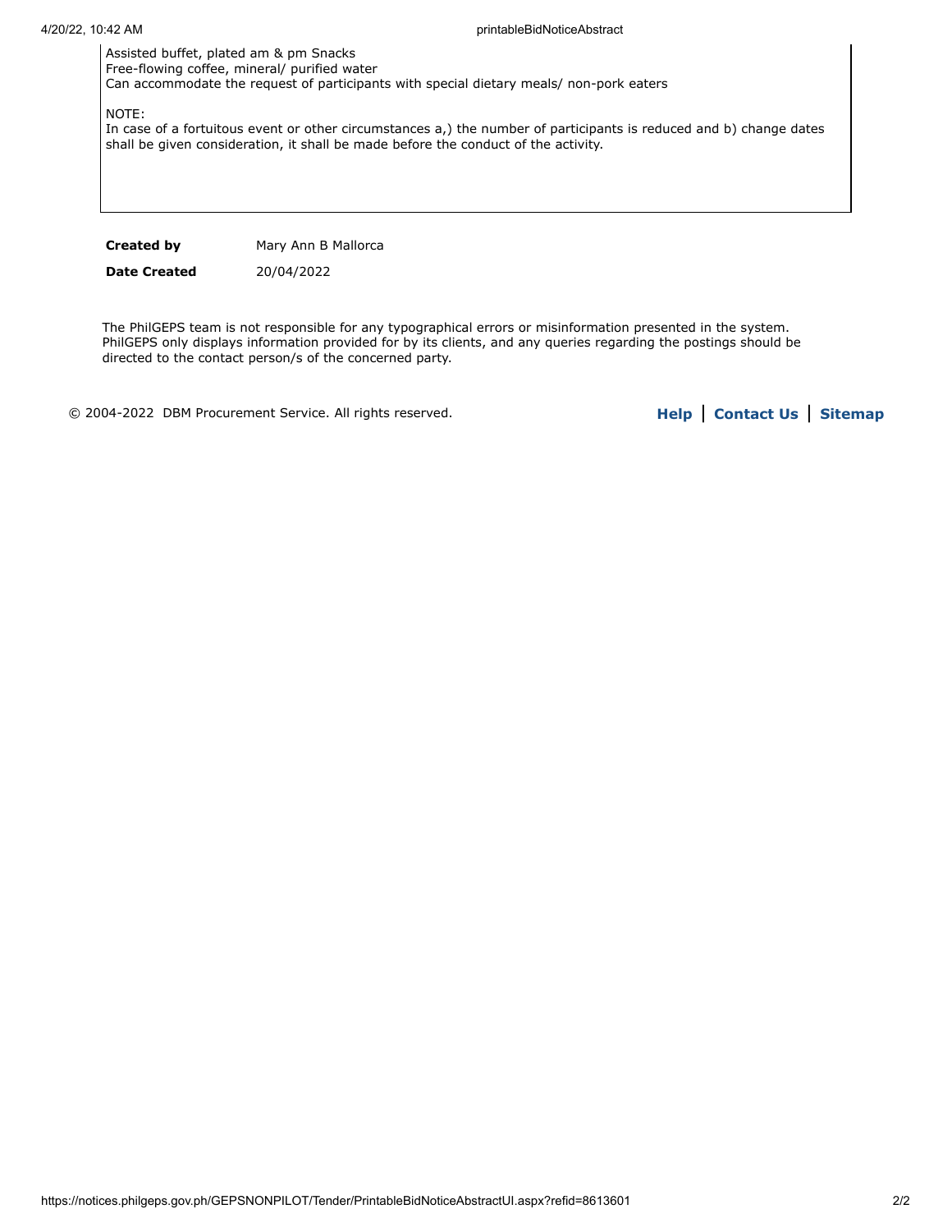Assisted buffet, plated am & pm Snacks
Free-flowing coffee, mineral/ purified water
Can accommodate the request of participants with special dietary meals/ non-pork eaters

NOTE:
In case of a fortuitous event or other circumstances a,) the number of participants is reduced and b) change dates shall be given consideration, it shall be made before the conduct of the activity.

| | |
|---|---|
| **Created by** | Mary Ann B Mallorca |
| **Date Created** | 20/04/2022 |

The PhilGEPS team is not responsible for any typographical errors or misinformation presented in the system. PhilGEPS only displays information provided for by its clients, and any queries regarding the postings should be directed to the contact person/s of the concerned party.

© 2004-2022 DBM Procurement Service. All rights reserved.

**Help** | **Contact Us** | **Sitemap**